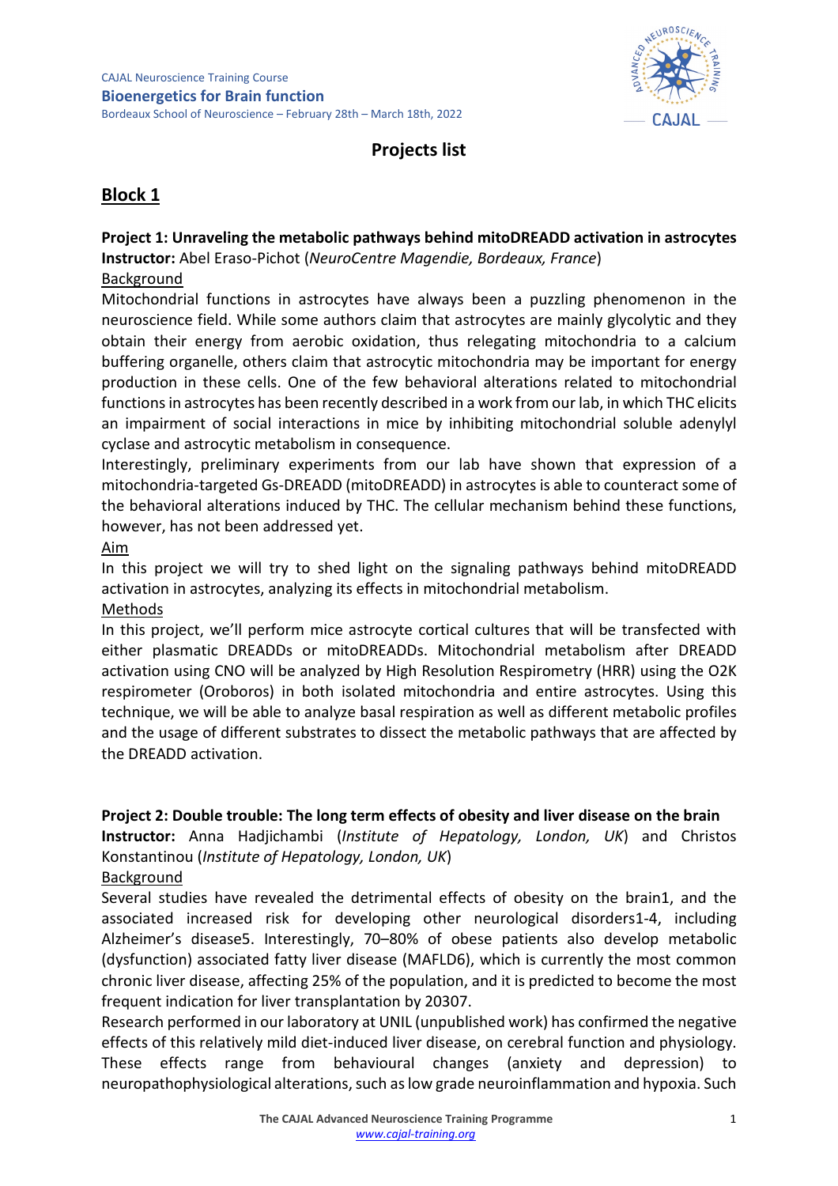CAJAL Neuroscience Training Course
**Bioenergetics for Brain function**
Bordeaux School of Neuroscience – February 28th – March 18th, 2022

# Projects list

## Block 1

### Project 1: Unraveling the metabolic pathways behind mitoDREADD activation in astrocytes

**Instructor:** Abel Eraso-Pichot (*NeuroCentre Magendie, Bordeaux, France*)

Background

Mitochondrial functions in astrocytes have always been a puzzling phenomenon in the neuroscience field. While some authors claim that astrocytes are mainly glycolytic and they obtain their energy from aerobic oxidation, thus relegating mitochondria to a calcium buffering organelle, others claim that astrocytic mitochondria may be important for energy production in these cells. One of the few behavioral alterations related to mitochondrial functions in astrocytes has been recently described in a work from our lab, in which THC elicits an impairment of social interactions in mice by inhibiting mitochondrial soluble adenylyl cyclase and astrocytic metabolism in consequence.

Interestingly, preliminary experiments from our lab have shown that expression of a mitochondria-targeted Gs-DREADD (mitoDREADD) in astrocytes is able to counteract some of the behavioral alterations induced by THC. The cellular mechanism behind these functions, however, has not been addressed yet.

Aim

In this project we will try to shed light on the signaling pathways behind mitoDREADD activation in astrocytes, analyzing its effects in mitochondrial metabolism.

Methods

In this project, we'll perform mice astrocyte cortical cultures that will be transfected with either plasmatic DREADDs or mitoDREADDs. Mitochondrial metabolism after DREADD activation using CNO will be analyzed by High Resolution Respirometry (HRR) using the O2K respirometer (Oroboros) in both isolated mitochondria and entire astrocytes. Using this technique, we will be able to analyze basal respiration as well as different metabolic profiles and the usage of different substrates to dissect the metabolic pathways that are affected by the DREADD activation.

### Project 2: Double trouble: The long term effects of obesity and liver disease on the brain

**Instructor:** Anna Hadjichambi (*Institute of Hepatology, London, UK*) and Christos Konstantinou (*Institute of Hepatology, London, UK*)

Background

Several studies have revealed the detrimental effects of obesity on the brain1, and the associated increased risk for developing other neurological disorders1-4, including Alzheimer's disease5. Interestingly, 70–80% of obese patients also develop metabolic (dysfunction) associated fatty liver disease (MAFLD6), which is currently the most common chronic liver disease, affecting 25% of the population, and it is predicted to become the most frequent indication for liver transplantation by 20307.

Research performed in our laboratory at UNIL (unpublished work) has confirmed the negative effects of this relatively mild diet-induced liver disease, on cerebral function and physiology. These effects range from behavioural changes (anxiety and depression) to neuropathophysiological alterations, such as low grade neuroinflammation and hypoxia. Such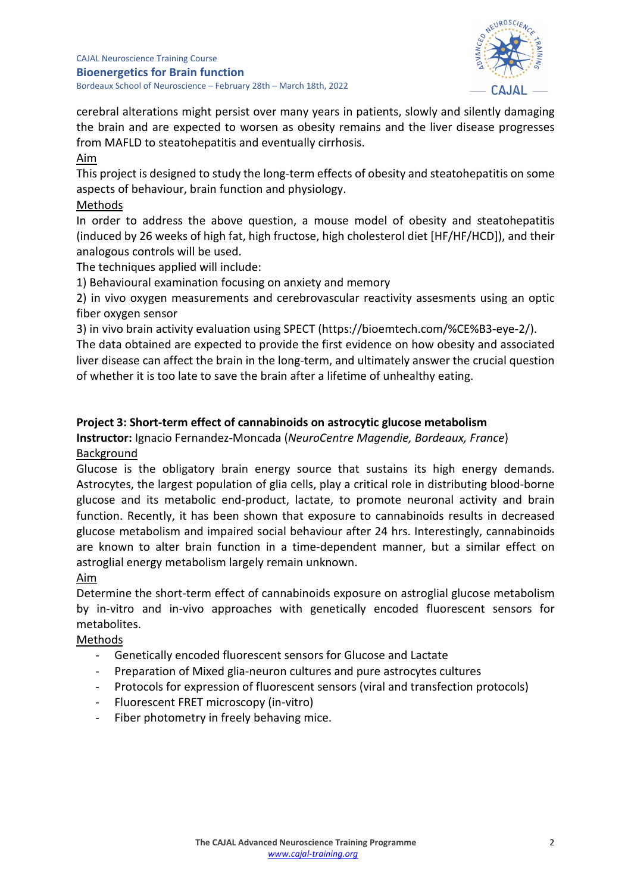cerebral alterations might persist over many years in patients, slowly and silently damaging the brain and are expected to worsen as obesity remains and the liver disease progresses from MAFLD to steatohepatitis and eventually cirrhosis.

Aim

This project is designed to study the long-term effects of obesity and steatohepatitis on some aspects of behaviour, brain function and physiology.

Methods

In order to address the above question, a mouse model of obesity and steatohepatitis (induced by 26 weeks of high fat, high fructose, high cholesterol diet [HF/HF/HCD]), and their analogous controls will be used.

The techniques applied will include:

1) Behavioural examination focusing on anxiety and memory
2) in vivo oxygen measurements and cerebrovascular reactivity assesments using an optic fiber oxygen sensor
3) in vivo brain activity evaluation using SPECT (https://bioemtech.com/%CE%B3-eye-2/).

The data obtained are expected to provide the first evidence on how obesity and associated liver disease can affect the brain in the long-term, and ultimately answer the crucial question of whether it is too late to save the brain after a lifetime of unhealthy eating.

### Project 3: Short-term effect of cannabinoids on astrocytic glucose metabolism

**Instructor:** Ignacio Fernandez-Moncada (*NeuroCentre Magendie, Bordeaux, France*)

Background

Glucose is the obligatory brain energy source that sustains its high energy demands. Astrocytes, the largest population of glia cells, play a critical role in distributing blood-borne glucose and its metabolic end-product, lactate, to promote neuronal activity and brain function. Recently, it has been shown that exposure to cannabinoids results in decreased glucose metabolism and impaired social behaviour after 24 hrs. Interestingly, cannabinoids are known to alter brain function in a time-dependent manner, but a similar effect on astroglial energy metabolism largely remain unknown.

Aim

Determine the short-term effect of cannabinoids exposure on astroglial glucose metabolism by in-vitro and in-vivo approaches with genetically encoded fluorescent sensors for metabolites.

Methods

- Genetically encoded fluorescent sensors for Glucose and Lactate
- Preparation of Mixed glia-neuron cultures and pure astrocytes cultures
- Protocols for expression of fluorescent sensors (viral and transfection protocols)
- Fluorescent FRET microscopy (in-vitro)
- Fiber photometry in freely behaving mice.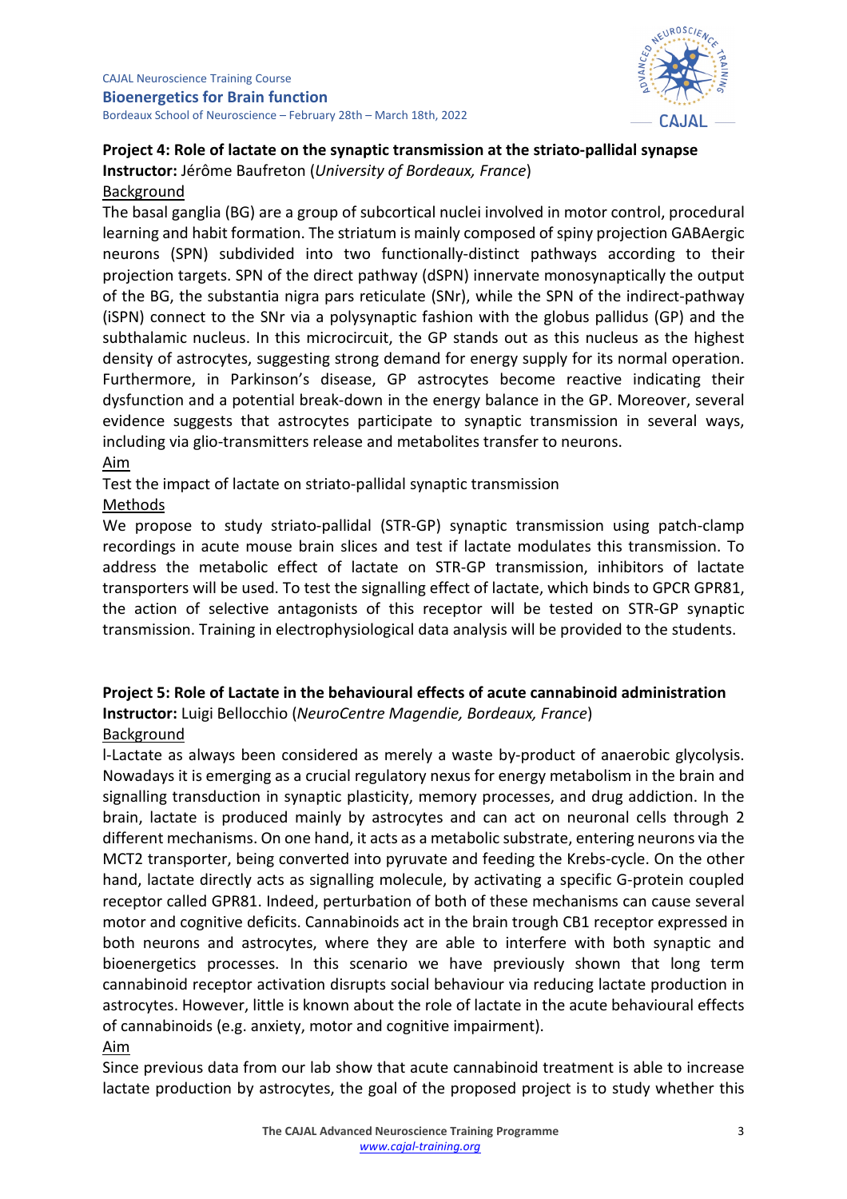## Project 4: Role of lactate on the synaptic transmission at the striato-pallidal synapse

**Instructor:** Jérôme Baufreton (*University of Bordeaux, France*)

Background

The basal ganglia (BG) are a group of subcortical nuclei involved in motor control, procedural learning and habit formation. The striatum is mainly composed of spiny projection GABAergic neurons (SPN) subdivided into two functionally-distinct pathways according to their projection targets. SPN of the direct pathway (dSPN) innervate monosynaptically the output of the BG, the substantia nigra pars reticulate (SNr), while the SPN of the indirect-pathway (iSPN) connect to the SNr via a polysynaptic fashion with the globus pallidus (GP) and the subthalamic nucleus. In this microcircuit, the GP stands out as this nucleus as the highest density of astrocytes, suggesting strong demand for energy supply for its normal operation. Furthermore, in Parkinson's disease, GP astrocytes become reactive indicating their dysfunction and a potential break-down in the energy balance in the GP. Moreover, several evidence suggests that astrocytes participate to synaptic transmission in several ways, including via glio-transmitters release and metabolites transfer to neurons.

Aim

Test the impact of lactate on striato-pallidal synaptic transmission

Methods

We propose to study striato-pallidal (STR-GP) synaptic transmission using patch-clamp recordings in acute mouse brain slices and test if lactate modulates this transmission. To address the metabolic effect of lactate on STR-GP transmission, inhibitors of lactate transporters will be used. To test the signalling effect of lactate, which binds to GPCR GPR81, the action of selective antagonists of this receptor will be tested on STR-GP synaptic transmission. Training in electrophysiological data analysis will be provided to the students.

## Project 5: Role of Lactate in the behavioural effects of acute cannabinoid administration

**Instructor:** Luigi Bellocchio (*NeuroCentre Magendie, Bordeaux, France*)

Background

l-Lactate as always been considered as merely a waste by-product of anaerobic glycolysis. Nowadays it is emerging as a crucial regulatory nexus for energy metabolism in the brain and signalling transduction in synaptic plasticity, memory processes, and drug addiction. In the brain, lactate is produced mainly by astrocytes and can act on neuronal cells through 2 different mechanisms. On one hand, it acts as a metabolic substrate, entering neurons via the MCT2 transporter, being converted into pyruvate and feeding the Krebs-cycle. On the other hand, lactate directly acts as signalling molecule, by activating a specific G-protein coupled receptor called GPR81. Indeed, perturbation of both of these mechanisms can cause several motor and cognitive deficits. Cannabinoids act in the brain trough CB1 receptor expressed in both neurons and astrocytes, where they are able to interfere with both synaptic and bioenergetics processes. In this scenario we have previously shown that long term cannabinoid receptor activation disrupts social behaviour via reducing lactate production in astrocytes. However, little is known about the role of lactate in the acute behavioural effects of cannabinoids (e.g. anxiety, motor and cognitive impairment).

Aim

Since previous data from our lab show that acute cannabinoid treatment is able to increase lactate production by astrocytes, the goal of the proposed project is to study whether this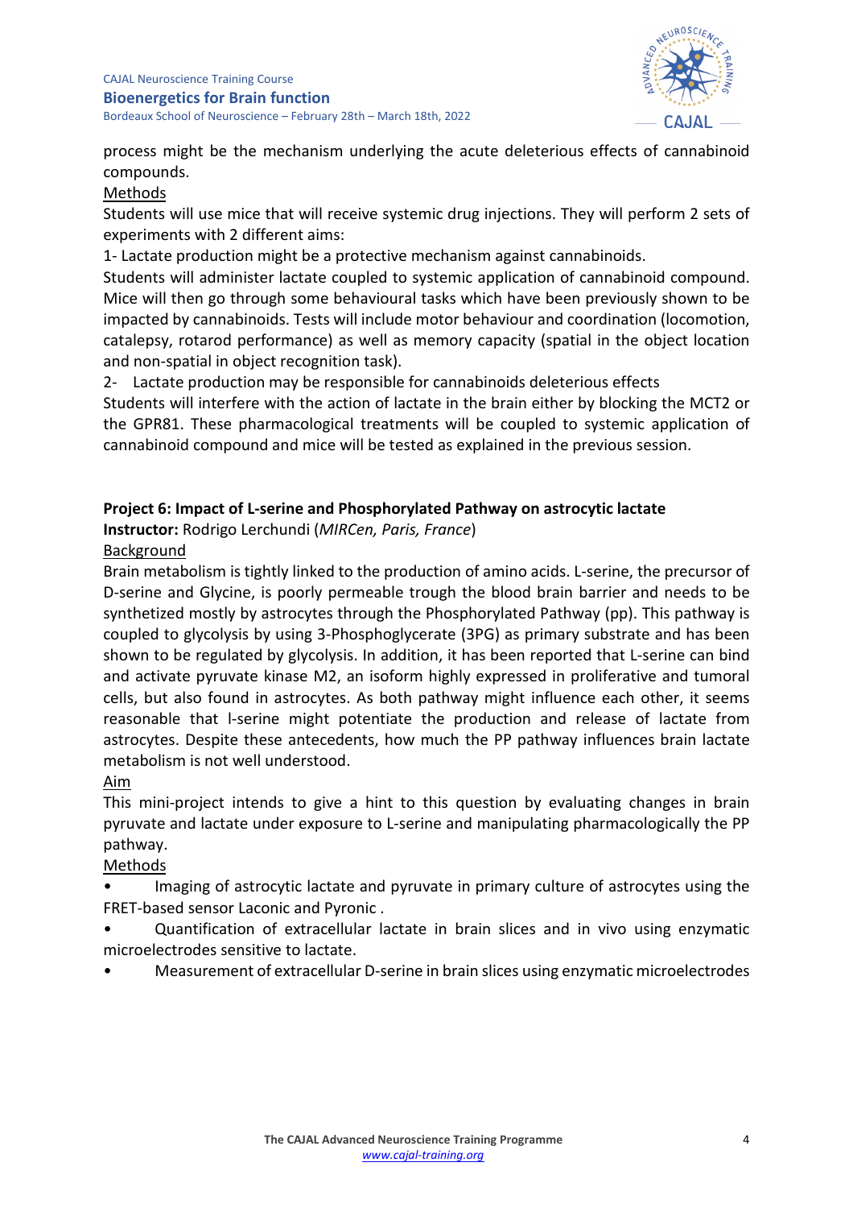process might be the mechanism underlying the acute deleterious effects of cannabinoid compounds.

Methods

Students will use mice that will receive systemic drug injections. They will perform 2 sets of experiments with 2 different aims:

1- Lactate production might be a protective mechanism against cannabinoids.

Students will administer lactate coupled to systemic application of cannabinoid compound. Mice will then go through some behavioural tasks which have been previously shown to be impacted by cannabinoids. Tests will include motor behaviour and coordination (locomotion, catalepsy, rotarod performance) as well as memory capacity (spatial in the object location and non-spatial in object recognition task).

2- Lactate production may be responsible for cannabinoids deleterious effects

Students will interfere with the action of lactate in the brain either by blocking the MCT2 or the GPR81. These pharmacological treatments will be coupled to systemic application of cannabinoid compound and mice will be tested as explained in the previous session.

## Project 6: Impact of L-serine and Phosphorylated Pathway on astrocytic lactate

**Instructor:** Rodrigo Lerchundi (*MIRCen, Paris, France*)

Background

Brain metabolism is tightly linked to the production of amino acids. L-serine, the precursor of D-serine and Glycine, is poorly permeable trough the blood brain barrier and needs to be synthetized mostly by astrocytes through the Phosphorylated Pathway (pp). This pathway is coupled to glycolysis by using 3-Phosphoglycerate (3PG) as primary substrate and has been shown to be regulated by glycolysis. In addition, it has been reported that L-serine can bind and activate pyruvate kinase M2, an isoform highly expressed in proliferative and tumoral cells, but also found in astrocytes. As both pathway might influence each other, it seems reasonable that l-serine might potentiate the production and release of lactate from astrocytes. Despite these antecedents, how much the PP pathway influences brain lactate metabolism is not well understood.

Aim

This mini-project intends to give a hint to this question by evaluating changes in brain pyruvate and lactate under exposure to L-serine and manipulating pharmacologically the PP pathway.

Methods

- Imaging of astrocytic lactate and pyruvate in primary culture of astrocytes using the FRET-based sensor Laconic and Pyronic .
- Quantification of extracellular lactate in brain slices and in vivo using enzymatic microelectrodes sensitive to lactate.
- Measurement of extracellular D-serine in brain slices using enzymatic microelectrodes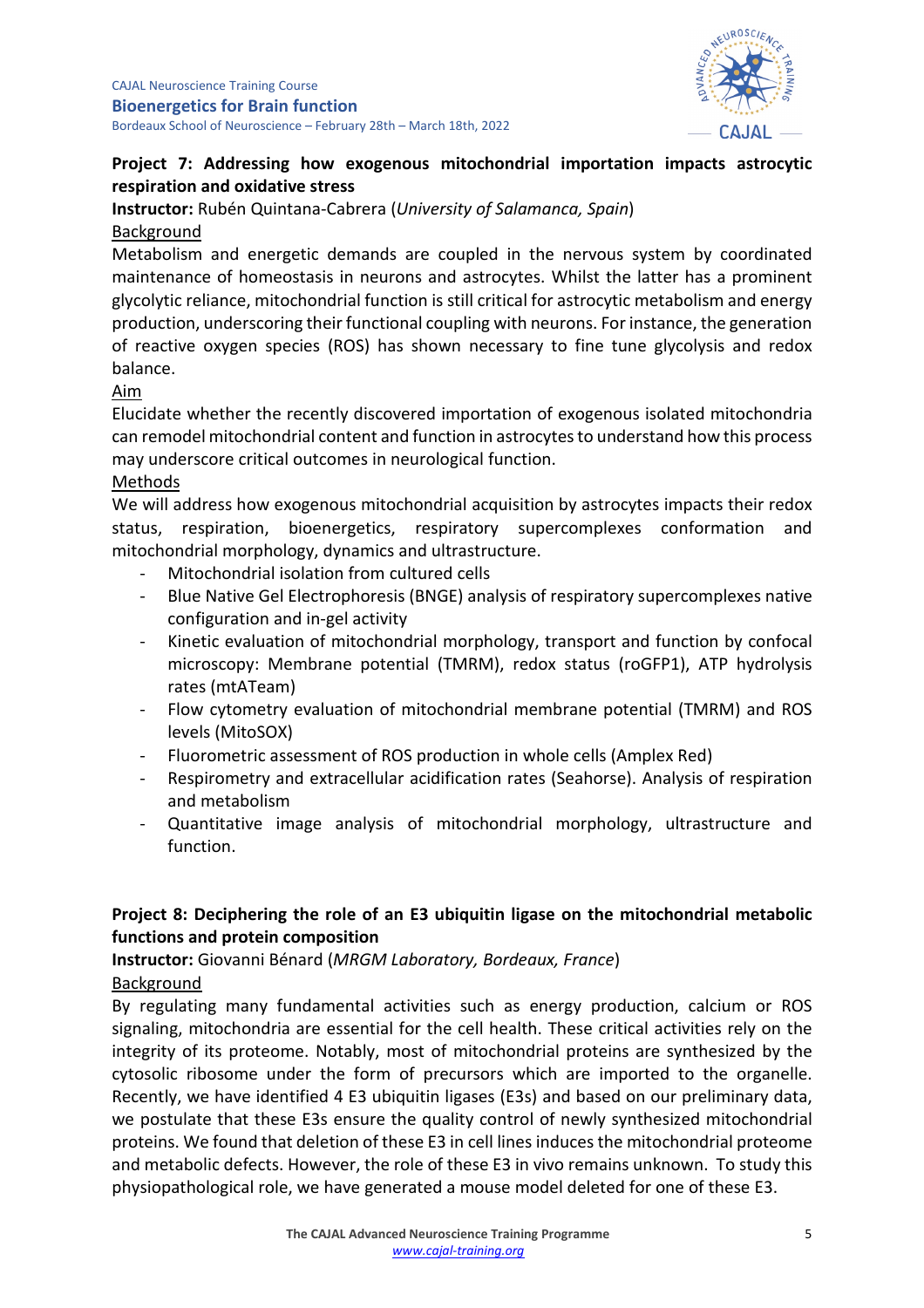## Project 7: Addressing how exogenous mitochondrial importation impacts astrocytic respiration and oxidative stress

**Instructor:** Rubén Quintana-Cabrera (*University of Salamanca, Spain*)

Background

Metabolism and energetic demands are coupled in the nervous system by coordinated maintenance of homeostasis in neurons and astrocytes. Whilst the latter has a prominent glycolytic reliance, mitochondrial function is still critical for astrocytic metabolism and energy production, underscoring their functional coupling with neurons. For instance, the generation of reactive oxygen species (ROS) has shown necessary to fine tune glycolysis and redox balance.

Aim

Elucidate whether the recently discovered importation of exogenous isolated mitochondria can remodel mitochondrial content and function in astrocytes to understand how this process may underscore critical outcomes in neurological function.

Methods

We will address how exogenous mitochondrial acquisition by astrocytes impacts their redox status, respiration, bioenergetics, respiratory supercomplexes conformation and mitochondrial morphology, dynamics and ultrastructure.

- Mitochondrial isolation from cultured cells
- Blue Native Gel Electrophoresis (BNGE) analysis of respiratory supercomplexes native configuration and in-gel activity
- Kinetic evaluation of mitochondrial morphology, transport and function by confocal microscopy: Membrane potential (TMRM), redox status (roGFP1), ATP hydrolysis rates (mtATeam)
- Flow cytometry evaluation of mitochondrial membrane potential (TMRM) and ROS levels (MitoSOX)
- Fluorometric assessment of ROS production in whole cells (Amplex Red)
- Respirometry and extracellular acidification rates (Seahorse). Analysis of respiration and metabolism
- Quantitative image analysis of mitochondrial morphology, ultrastructure and function.

## Project 8: Deciphering the role of an E3 ubiquitin ligase on the mitochondrial metabolic functions and protein composition

**Instructor:** Giovanni Bénard (*MRGM Laboratory, Bordeaux, France*)

Background

By regulating many fundamental activities such as energy production, calcium or ROS signaling, mitochondria are essential for the cell health. These critical activities rely on the integrity of its proteome. Notably, most of mitochondrial proteins are synthesized by the cytosolic ribosome under the form of precursors which are imported to the organelle. Recently, we have identified 4 E3 ubiquitin ligases (E3s) and based on our preliminary data, we postulate that these E3s ensure the quality control of newly synthesized mitochondrial proteins. We found that deletion of these E3 in cell lines induces the mitochondrial proteome and metabolic defects. However, the role of these E3 in vivo remains unknown. To study this physiopathological role, we have generated a mouse model deleted for one of these E3.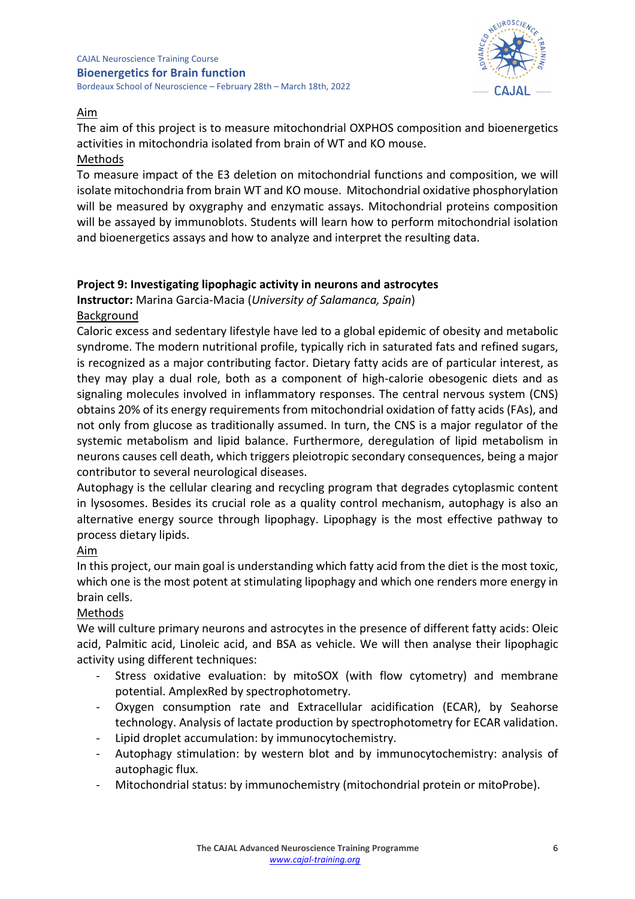Aim

The aim of this project is to measure mitochondrial OXPHOS composition and bioenergetics activities in mitochondria isolated from brain of WT and KO mouse.

Methods

To measure impact of the E3 deletion on mitochondrial functions and composition, we will isolate mitochondria from brain WT and KO mouse. Mitochondrial oxidative phosphorylation will be measured by oxygraphy and enzymatic assays. Mitochondrial proteins composition will be assayed by immunoblots. Students will learn how to perform mitochondrial isolation and bioenergetics assays and how to analyze and interpret the resulting data.

### Project 9: Investigating lipophagic activity in neurons and astrocytes

**Instructor:** Marina Garcia-Macia (*University of Salamanca, Spain*)

Background

Caloric excess and sedentary lifestyle have led to a global epidemic of obesity and metabolic syndrome. The modern nutritional profile, typically rich in saturated fats and refined sugars, is recognized as a major contributing factor. Dietary fatty acids are of particular interest, as they may play a dual role, both as a component of high-calorie obesogenic diets and as signaling molecules involved in inflammatory responses. The central nervous system (CNS) obtains 20% of its energy requirements from mitochondrial oxidation of fatty acids (FAs), and not only from glucose as traditionally assumed. In turn, the CNS is a major regulator of the systemic metabolism and lipid balance. Furthermore, deregulation of lipid metabolism in neurons causes cell death, which triggers pleiotropic secondary consequences, being a major contributor to several neurological diseases.

Autophagy is the cellular clearing and recycling program that degrades cytoplasmic content in lysosomes. Besides its crucial role as a quality control mechanism, autophagy is also an alternative energy source through lipophagy. Lipophagy is the most effective pathway to process dietary lipids.

Aim

In this project, our main goal is understanding which fatty acid from the diet is the most toxic, which one is the most potent at stimulating lipophagy and which one renders more energy in brain cells.

Methods

We will culture primary neurons and astrocytes in the presence of different fatty acids: Oleic acid, Palmitic acid, Linoleic acid, and BSA as vehicle. We will then analyse their lipophagic activity using different techniques:

- Stress oxidative evaluation: by mitoSOX (with flow cytometry) and membrane potential. AmplexRed by spectrophotometry.
- Oxygen consumption rate and Extracellular acidification (ECAR), by Seahorse technology. Analysis of lactate production by spectrophotometry for ECAR validation.
- Lipid droplet accumulation: by immunocytochemistry.
- Autophagy stimulation: by western blot and by immunocytochemistry: analysis of autophagic flux.
- Mitochondrial status: by immunochemistry (mitochondrial protein or mitoProbe).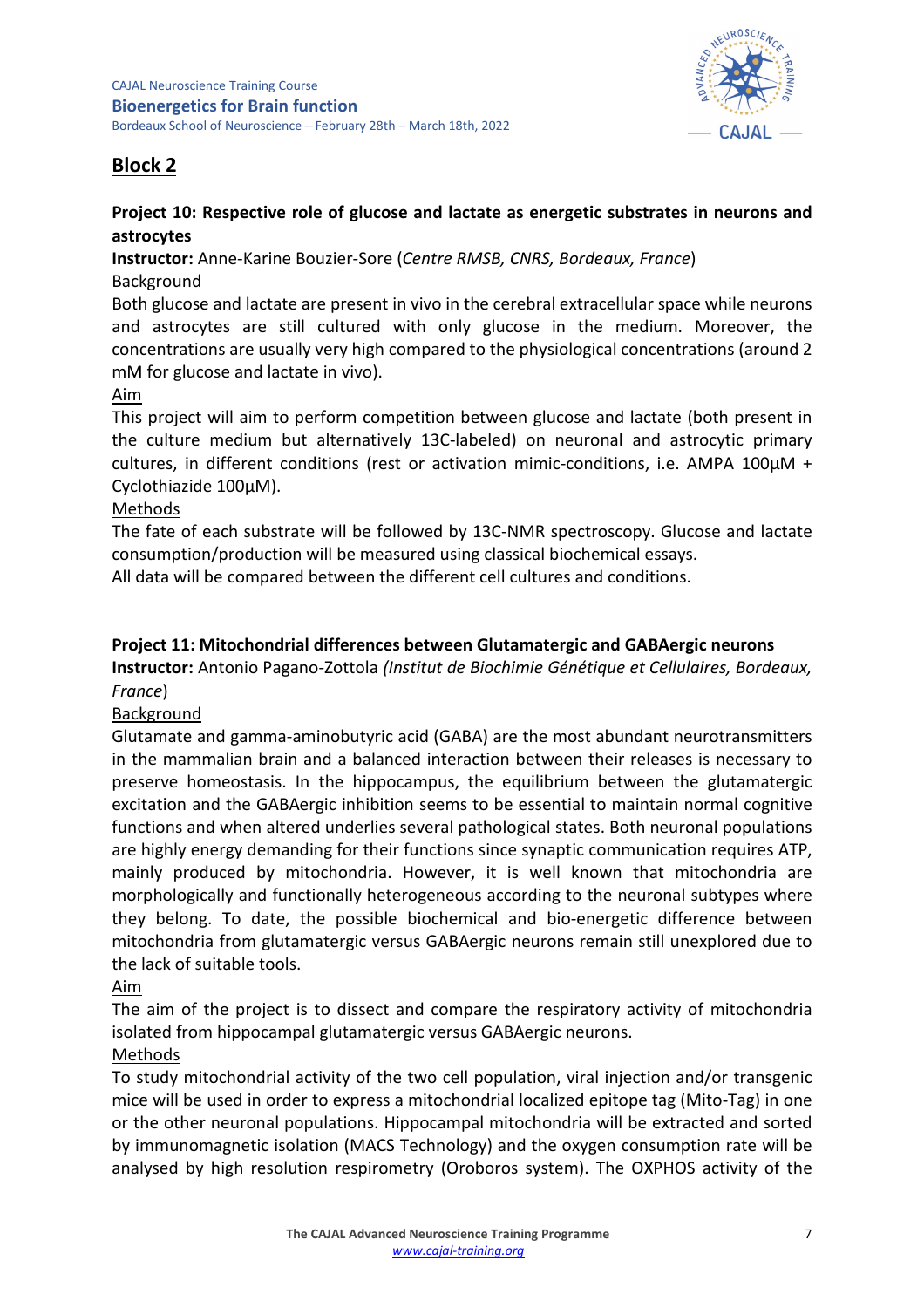## Block 2

### Project 10: Respective role of glucose and lactate as energetic substrates in neurons and astrocytes

**Instructor:** Anne-Karine Bouzier-Sore (*Centre RMSB, CNRS, Bordeaux, France*)

Background

Both glucose and lactate are present in vivo in the cerebral extracellular space while neurons and astrocytes are still cultured with only glucose in the medium. Moreover, the concentrations are usually very high compared to the physiological concentrations (around 2 mM for glucose and lactate in vivo).

Aim

This project will aim to perform competition between glucose and lactate (both present in the culture medium but alternatively 13C-labeled) on neuronal and astrocytic primary cultures, in different conditions (rest or activation mimic-conditions, i.e. AMPA 100µM + Cyclothiazide 100µM).

Methods

The fate of each substrate will be followed by 13C-NMR spectroscopy. Glucose and lactate consumption/production will be measured using classical biochemical essays.

All data will be compared between the different cell cultures and conditions.

### Project 11: Mitochondrial differences between Glutamatergic and GABAergic neurons

**Instructor:** Antonio Pagano-Zottola *(Institut de Biochimie Génétique et Cellulaires, Bordeaux, France*)

Background

Glutamate and gamma-aminobutyric acid (GABA) are the most abundant neurotransmitters in the mammalian brain and a balanced interaction between their releases is necessary to preserve homeostasis. In the hippocampus, the equilibrium between the glutamatergic excitation and the GABAergic inhibition seems to be essential to maintain normal cognitive functions and when altered underlies several pathological states. Both neuronal populations are highly energy demanding for their functions since synaptic communication requires ATP, mainly produced by mitochondria. However, it is well known that mitochondria are morphologically and functionally heterogeneous according to the neuronal subtypes where they belong. To date, the possible biochemical and bio-energetic difference between mitochondria from glutamatergic versus GABAergic neurons remain still unexplored due to the lack of suitable tools.

Aim

The aim of the project is to dissect and compare the respiratory activity of mitochondria isolated from hippocampal glutamatergic versus GABAergic neurons.

Methods

To study mitochondrial activity of the two cell population, viral injection and/or transgenic mice will be used in order to express a mitochondrial localized epitope tag (Mito-Tag) in one or the other neuronal populations. Hippocampal mitochondria will be extracted and sorted by immunomagnetic isolation (MACS Technology) and the oxygen consumption rate will be analysed by high resolution respirometry (Oroboros system). The OXPHOS activity of the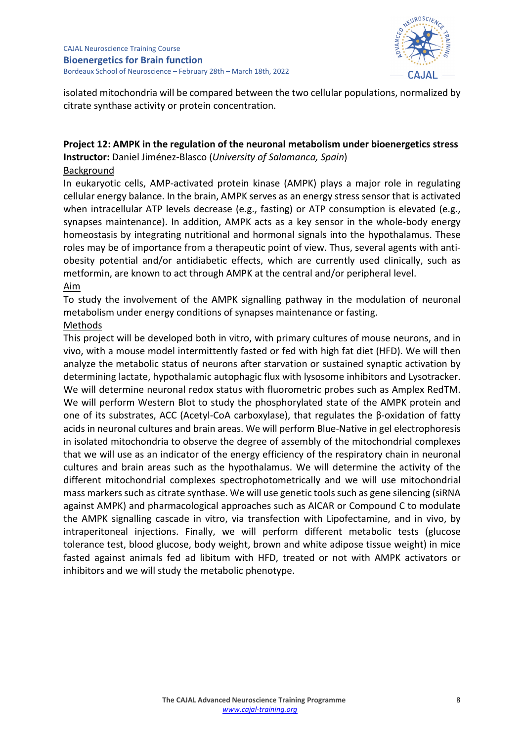isolated mitochondria will be compared between the two cellular populations, normalized by citrate synthase activity or protein concentration.

**Project 12: AMPK in the regulation of the neuronal metabolism under bioenergetics stress**
**Instructor:** Daniel Jiménez-Blasco (*University of Salamanca, Spain*)

Background

In eukaryotic cells, AMP-activated protein kinase (AMPK) plays a major role in regulating cellular energy balance. In the brain, AMPK serves as an energy stress sensor that is activated when intracellular ATP levels decrease (e.g., fasting) or ATP consumption is elevated (e.g., synapses maintenance). In addition, AMPK acts as a key sensor in the whole-body energy homeostasis by integrating nutritional and hormonal signals into the hypothalamus. These roles may be of importance from a therapeutic point of view. Thus, several agents with anti-obesity potential and/or antidiabetic effects, which are currently used clinically, such as metformin, are known to act through AMPK at the central and/or peripheral level.

Aim

To study the involvement of the AMPK signalling pathway in the modulation of neuronal metabolism under energy conditions of synapses maintenance or fasting.

Methods

This project will be developed both in vitro, with primary cultures of mouse neurons, and in vivo, with a mouse model intermittently fasted or fed with high fat diet (HFD). We will then analyze the metabolic status of neurons after starvation or sustained synaptic activation by determining lactate, hypothalamic autophagic flux with lysosome inhibitors and Lysotracker. We will determine neuronal redox status with fluorometric probes such as Amplex RedTM. We will perform Western Blot to study the phosphorylated state of the AMPK protein and one of its substrates, ACC (Acetyl-CoA carboxylase), that regulates the β-oxidation of fatty acids in neuronal cultures and brain areas. We will perform Blue-Native in gel electrophoresis in isolated mitochondria to observe the degree of assembly of the mitochondrial complexes that we will use as an indicator of the energy efficiency of the respiratory chain in neuronal cultures and brain areas such as the hypothalamus. We will determine the activity of the different mitochondrial complexes spectrophotometrically and we will use mitochondrial mass markers such as citrate synthase. We will use genetic tools such as gene silencing (siRNA against AMPK) and pharmacological approaches such as AICAR or Compound C to modulate the AMPK signalling cascade in vitro, via transfection with Lipofectamine, and in vivo, by intraperitoneal injections. Finally, we will perform different metabolic tests (glucose tolerance test, blood glucose, body weight, brown and white adipose tissue weight) in mice fasted against animals fed ad libitum with HFD, treated or not with AMPK activators or inhibitors and we will study the metabolic phenotype.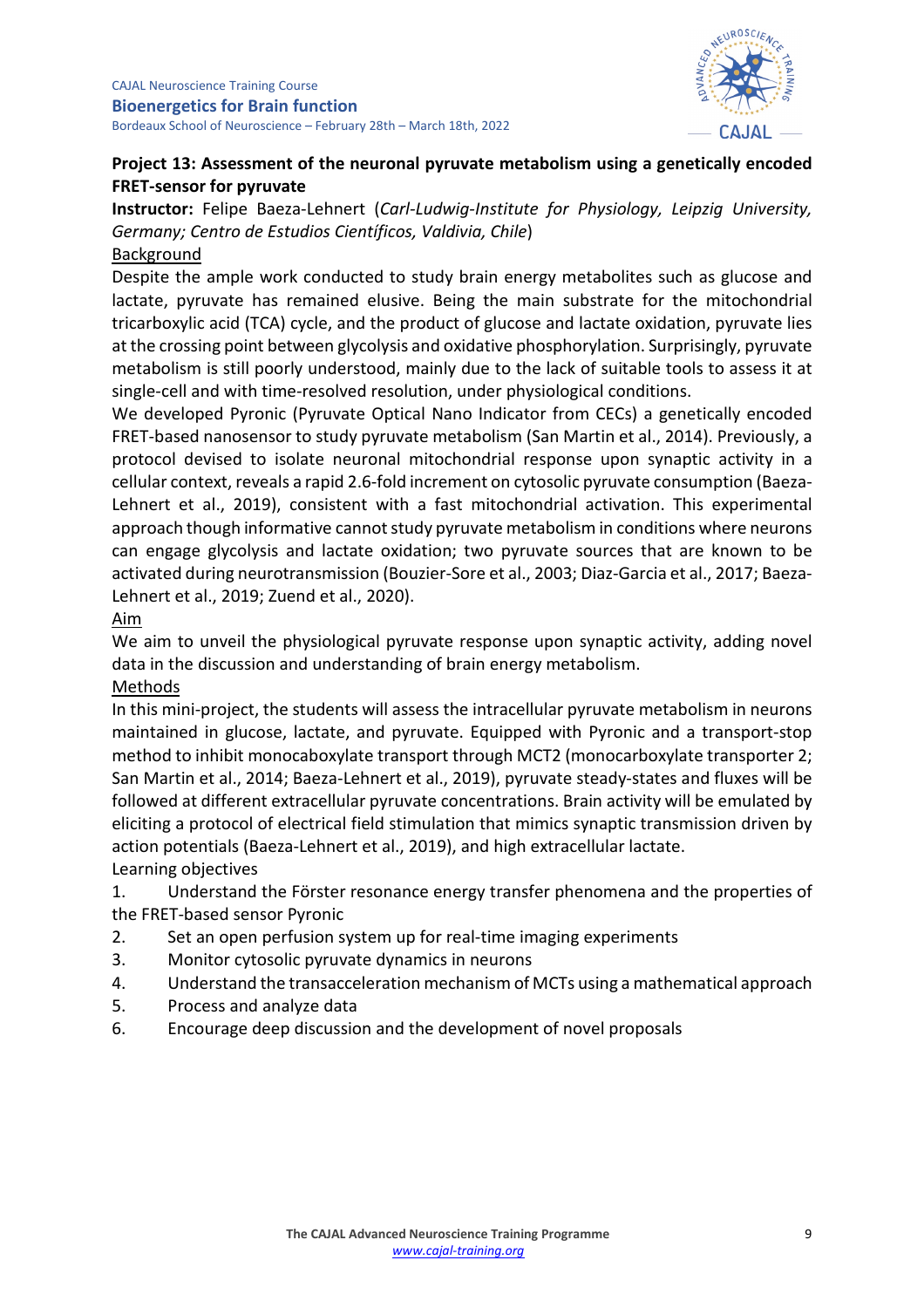## Project 13: Assessment of the neuronal pyruvate metabolism using a genetically encoded FRET-sensor for pyruvate

**Instructor:** Felipe Baeza-Lehnert (*Carl-Ludwig-Institute for Physiology, Leipzig University, Germany; Centro de Estudios Científicos, Valdivia, Chile*)

Background

Despite the ample work conducted to study brain energy metabolites such as glucose and lactate, pyruvate has remained elusive. Being the main substrate for the mitochondrial tricarboxylic acid (TCA) cycle, and the product of glucose and lactate oxidation, pyruvate lies at the crossing point between glycolysis and oxidative phosphorylation. Surprisingly, pyruvate metabolism is still poorly understood, mainly due to the lack of suitable tools to assess it at single-cell and with time-resolved resolution, under physiological conditions.

We developed Pyronic (Pyruvate Optical Nano Indicator from CECs) a genetically encoded FRET-based nanosensor to study pyruvate metabolism (San Martin et al., 2014). Previously, a protocol devised to isolate neuronal mitochondrial response upon synaptic activity in a cellular context, reveals a rapid 2.6-fold increment on cytosolic pyruvate consumption (Baeza-Lehnert et al., 2019), consistent with a fast mitochondrial activation. This experimental approach though informative cannot study pyruvate metabolism in conditions where neurons can engage glycolysis and lactate oxidation; two pyruvate sources that are known to be activated during neurotransmission (Bouzier-Sore et al., 2003; Diaz-Garcia et al., 2017; Baeza-Lehnert et al., 2019; Zuend et al., 2020).

Aim

We aim to unveil the physiological pyruvate response upon synaptic activity, adding novel data in the discussion and understanding of brain energy metabolism.

Methods

In this mini-project, the students will assess the intracellular pyruvate metabolism in neurons maintained in glucose, lactate, and pyruvate. Equipped with Pyronic and a transport-stop method to inhibit monocaboxylate transport through MCT2 (monocarboxylate transporter 2; San Martin et al., 2014; Baeza-Lehnert et al., 2019), pyruvate steady-states and fluxes will be followed at different extracellular pyruvate concentrations. Brain activity will be emulated by eliciting a protocol of electrical field stimulation that mimics synaptic transmission driven by action potentials (Baeza-Lehnert et al., 2019), and high extracellular lactate.

Learning objectives

1. Understand the Förster resonance energy transfer phenomena and the properties of the FRET-based sensor Pyronic
2. Set an open perfusion system up for real-time imaging experiments
3. Monitor cytosolic pyruvate dynamics in neurons
4. Understand the transacceleration mechanism of MCTs using a mathematical approach
5. Process and analyze data
6. Encourage deep discussion and the development of novel proposals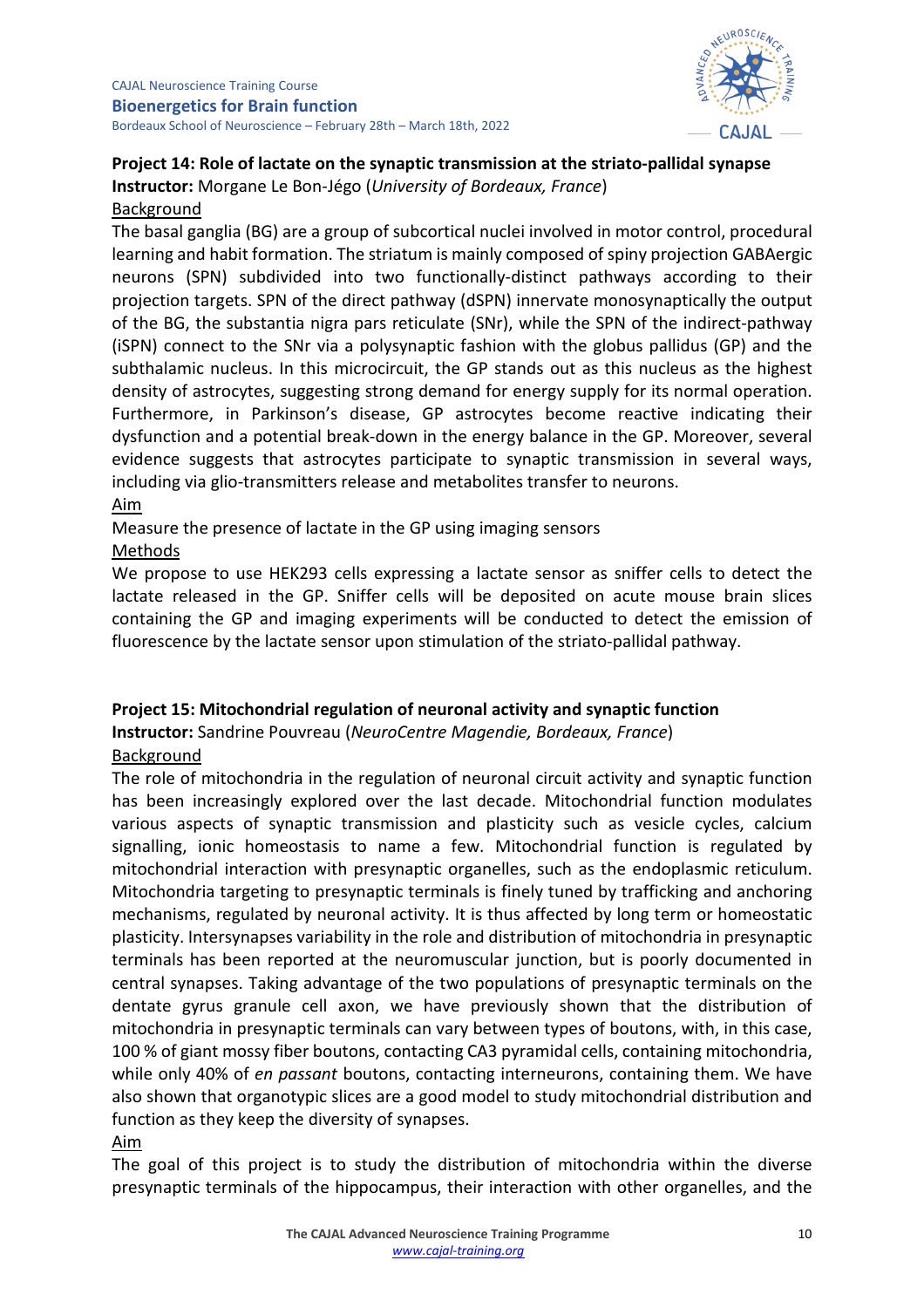## Project 14: Role of lactate on the synaptic transmission at the striato-pallidal synapse

**Instructor:** Morgane Le Bon-Jégo (*University of Bordeaux, France*)

Background

The basal ganglia (BG) are a group of subcortical nuclei involved in motor control, procedural learning and habit formation. The striatum is mainly composed of spiny projection GABAergic neurons (SPN) subdivided into two functionally-distinct pathways according to their projection targets. SPN of the direct pathway (dSPN) innervate monosynaptically the output of the BG, the substantia nigra pars reticulate (SNr), while the SPN of the indirect-pathway (iSPN) connect to the SNr via a polysynaptic fashion with the globus pallidus (GP) and the subthalamic nucleus. In this microcircuit, the GP stands out as this nucleus as the highest density of astrocytes, suggesting strong demand for energy supply for its normal operation. Furthermore, in Parkinson's disease, GP astrocytes become reactive indicating their dysfunction and a potential break-down in the energy balance in the GP. Moreover, several evidence suggests that astrocytes participate to synaptic transmission in several ways, including via glio-transmitters release and metabolites transfer to neurons.

Aim

Measure the presence of lactate in the GP using imaging sensors

Methods

We propose to use HEK293 cells expressing a lactate sensor as sniffer cells to detect the lactate released in the GP. Sniffer cells will be deposited on acute mouse brain slices containing the GP and imaging experiments will be conducted to detect the emission of fluorescence by the lactate sensor upon stimulation of the striato-pallidal pathway.

## Project 15: Mitochondrial regulation of neuronal activity and synaptic function

**Instructor:** Sandrine Pouvreau (*NeuroCentre Magendie, Bordeaux, France*)

Background

The role of mitochondria in the regulation of neuronal circuit activity and synaptic function has been increasingly explored over the last decade. Mitochondrial function modulates various aspects of synaptic transmission and plasticity such as vesicle cycles, calcium signalling, ionic homeostasis to name a few. Mitochondrial function is regulated by mitochondrial interaction with presynaptic organelles, such as the endoplasmic reticulum. Mitochondria targeting to presynaptic terminals is finely tuned by trafficking and anchoring mechanisms, regulated by neuronal activity. It is thus affected by long term or homeostatic plasticity. Intersynapses variability in the role and distribution of mitochondria in presynaptic terminals has been reported at the neuromuscular junction, but is poorly documented in central synapses. Taking advantage of the two populations of presynaptic terminals on the dentate gyrus granule cell axon, we have previously shown that the distribution of mitochondria in presynaptic terminals can vary between types of boutons, with, in this case, 100 % of giant mossy fiber boutons, contacting CA3 pyramidal cells, containing mitochondria, while only 40% of *en passant* boutons, contacting interneurons, containing them. We have also shown that organotypic slices are a good model to study mitochondrial distribution and function as they keep the diversity of synapses.

Aim

The goal of this project is to study the distribution of mitochondria within the diverse presynaptic terminals of the hippocampus, their interaction with other organelles, and the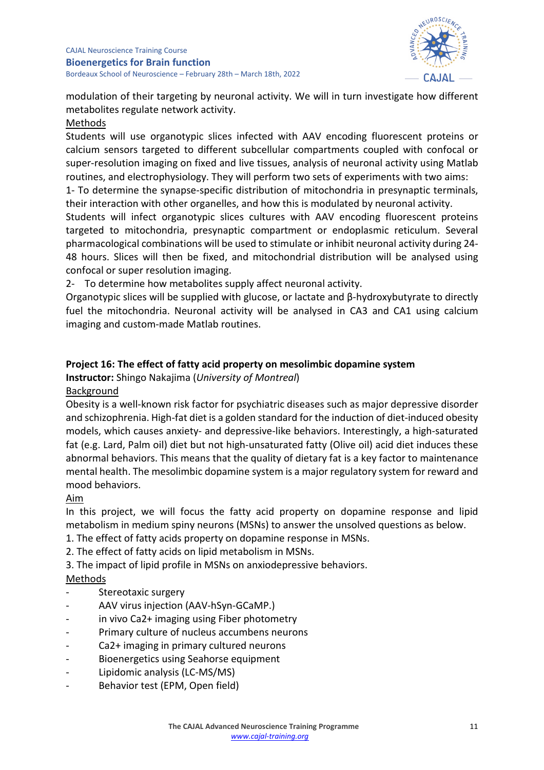modulation of their targeting by neuronal activity. We will in turn investigate how different metabolites regulate network activity.

Methods

Students will use organotypic slices infected with AAV encoding fluorescent proteins or calcium sensors targeted to different subcellular compartments coupled with confocal or super-resolution imaging on fixed and live tissues, analysis of neuronal activity using Matlab routines, and electrophysiology. They will perform two sets of experiments with two aims:

1- To determine the synapse-specific distribution of mitochondria in presynaptic terminals, their interaction with other organelles, and how this is modulated by neuronal activity.

Students will infect organotypic slices cultures with AAV encoding fluorescent proteins targeted to mitochondria, presynaptic compartment or endoplasmic reticulum. Several pharmacological combinations will be used to stimulate or inhibit neuronal activity during 24-48 hours. Slices will then be fixed, and mitochondrial distribution will be analysed using confocal or super resolution imaging.

2- To determine how metabolites supply affect neuronal activity.

Organotypic slices will be supplied with glucose, or lactate and β-hydroxybutyrate to directly fuel the mitochondria. Neuronal activity will be analysed in CA3 and CA1 using calcium imaging and custom-made Matlab routines.

**Project 16: The effect of fatty acid property on mesolimbic dopamine system**

**Instructor:** Shingo Nakajima (*University of Montreal*)

Background

Obesity is a well-known risk factor for psychiatric diseases such as major depressive disorder and schizophrenia. High-fat diet is a golden standard for the induction of diet-induced obesity models, which causes anxiety- and depressive-like behaviors. Interestingly, a high-saturated fat (e.g. Lard, Palm oil) diet but not high-unsaturated fatty (Olive oil) acid diet induces these abnormal behaviors. This means that the quality of dietary fat is a key factor to maintenance mental health. The mesolimbic dopamine system is a major regulatory system for reward and mood behaviors.

Aim

In this project, we will focus the fatty acid property on dopamine response and lipid metabolism in medium spiny neurons (MSNs) to answer the unsolved questions as below.

1. The effect of fatty acids property on dopamine response in MSNs.
2. The effect of fatty acids on lipid metabolism in MSNs.
3. The impact of lipid profile in MSNs on anxiodepressive behaviors.

Methods

- Stereotaxic surgery
- AAV virus injection (AAV-hSyn-GCaMP.)
- in vivo Ca2+ imaging using Fiber photometry
- Primary culture of nucleus accumbens neurons
- Ca2+ imaging in primary cultured neurons
- Bioenergetics using Seahorse equipment
- Lipidomic analysis (LC-MS/MS)
- Behavior test (EPM, Open field)